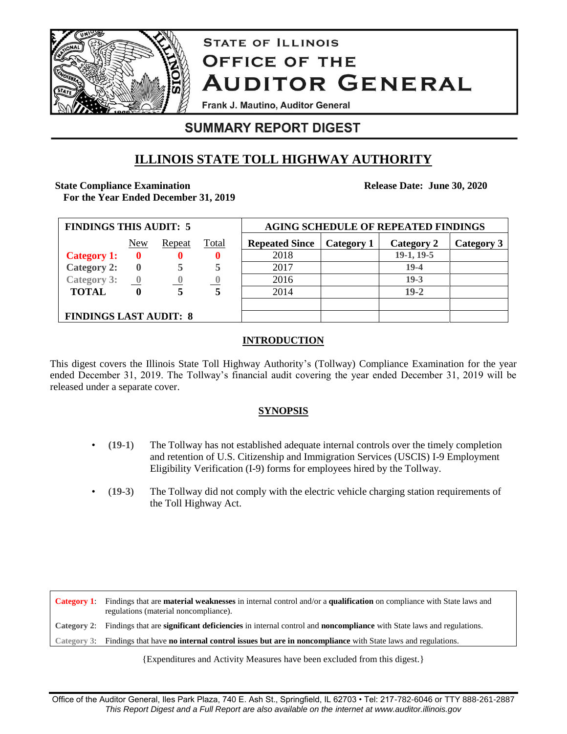# STATE OF ILLINOIS
# OFFICE OF THE AUDITOR GENERAL

Frank J. Mautino, Auditor General

## SUMMARY REPORT DIGEST

## ILLINOIS STATE TOLL HIGHWAY AUTHORITY

**State Compliance Examination**
**For the Year Ended December 31, 2019**

**Release Date: June 30, 2020**

| FINDINGS THIS AUDIT: 5 | | | |
|---|---|---|---|
| | New | Repeat | Total |
| **Category 1:** | **0** | **0** | **0** |
| **Category 2:** | **0** | **5** | **5** |
| **Category 3:** | **0** | **0** | **0** |
| **TOTAL** | **0** | **5** | **5** |
| **FINDINGS LAST AUDIT: 8** | | | |

| AGING SCHEDULE OF REPEATED FINDINGS | | | |
|---|---|---|---|
| **Repeated Since** | **Category 1** | **Category 2** | **Category 3** |
| 2018 | | **19-1, 19-5** | |
| 2017 | | **19-4** | |
| 2016 | | **19-3** | |
| 2014 | | **19-2** | |

### INTRODUCTION

This digest covers the Illinois State Toll Highway Authority's (Tollway) Compliance Examination for the year ended December 31, 2019. The Tollway's financial audit covering the year ended December 31, 2019 will be released under a separate cover.

### SYNOPSIS

- **(19-1)** The Tollway has not established adequate internal controls over the timely completion and retention of U.S. Citizenship and Immigration Services (USCIS) I-9 Employment Eligibility Verification (I-9) forms for employees hired by the Tollway.
- **(19-3)** The Tollway did not comply with the electric vehicle charging station requirements of the Toll Highway Act.

| | |
|---|---|
| **Category 1**: | Findings that are **material weaknesses** in internal control and/or a **qualification** on compliance with State laws and regulations (material noncompliance). |
| **Category 2**: | Findings that are **significant deficiencies** in internal control and **noncompliance** with State laws and regulations. |
| **Category 3**: | Findings that have **no internal control issues but are in noncompliance** with State laws and regulations. |

{Expenditures and Activity Measures have been excluded from this digest.}

Office of the Auditor General, Iles Park Plaza, 740 E. Ash St., Springfield, IL 62703 • Tel: 217-782-6046 or TTY 888-261-2887
*This Report Digest and a Full Report are also available on the internet at www.auditor.illinois.gov*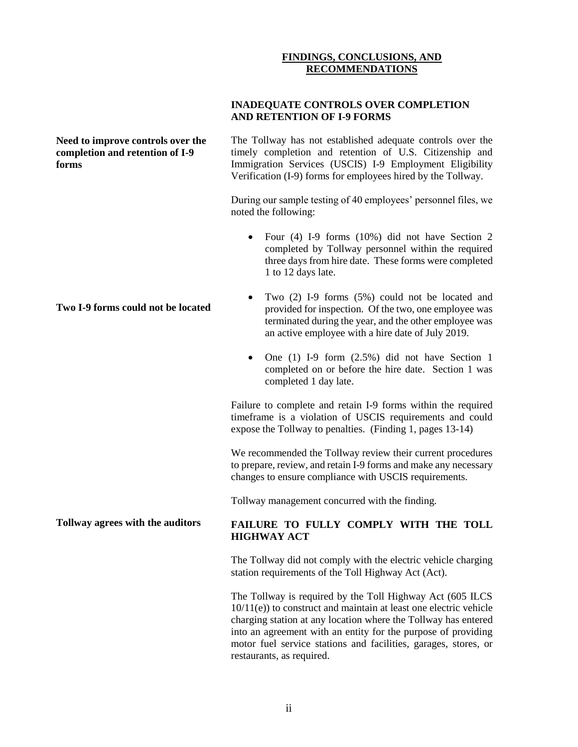## FINDINGS, CONCLUSIONS, AND RECOMMENDATIONS

### INADEQUATE CONTROLS OVER COMPLETION AND RETENTION OF I-9 FORMS

**Need to improve controls over the completion and retention of I-9 forms**

The Tollway has not established adequate controls over the timely completion and retention of U.S. Citizenship and Immigration Services (USCIS) I-9 Employment Eligibility Verification (I-9) forms for employees hired by the Tollway.

During our sample testing of 40 employees' personnel files, we noted the following:

- Four (4) I-9 forms (10%) did not have Section 2 completed by Tollway personnel within the required three days from hire date. These forms were completed 1 to 12 days late.

**Two I-9 forms could not be located**

- Two (2) I-9 forms (5%) could not be located and provided for inspection. Of the two, one employee was terminated during the year, and the other employee was an active employee with a hire date of July 2019.
- One (1) I-9 form (2.5%) did not have Section 1 completed on or before the hire date. Section 1 was completed 1 day late.

Failure to complete and retain I-9 forms within the required timeframe is a violation of USCIS requirements and could expose the Tollway to penalties. (Finding 1, pages 13-14)

We recommended the Tollway review their current procedures to prepare, review, and retain I-9 forms and make any necessary changes to ensure compliance with USCIS requirements.

Tollway management concurred with the finding.

**Tollway agrees with the auditors**

### FAILURE TO FULLY COMPLY WITH THE TOLL HIGHWAY ACT

The Tollway did not comply with the electric vehicle charging station requirements of the Toll Highway Act (Act).

The Tollway is required by the Toll Highway Act (605 ILCS 10/11(e)) to construct and maintain at least one electric vehicle charging station at any location where the Tollway has entered into an agreement with an entity for the purpose of providing motor fuel service stations and facilities, garages, stores, or restaurants, as required.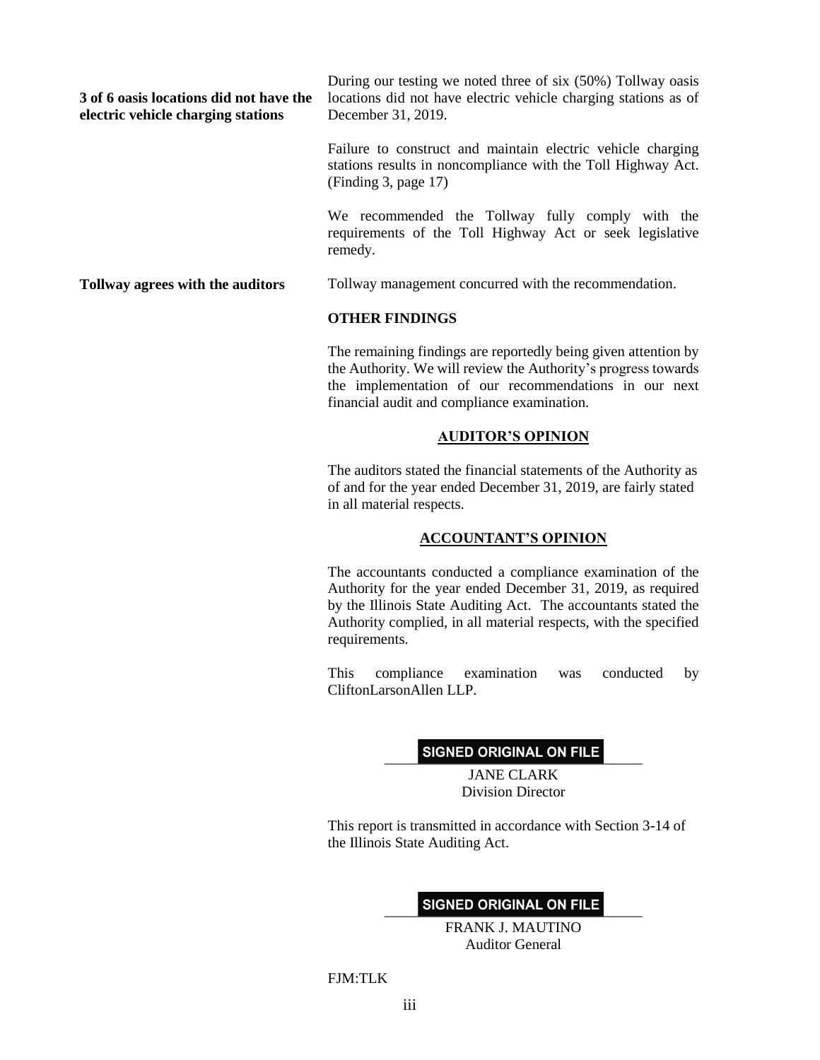**3 of 6 oasis locations did not have the electric vehicle charging stations**

During our testing we noted three of six (50%) Tollway oasis locations did not have electric vehicle charging stations as of December 31, 2019.

Failure to construct and maintain electric vehicle charging stations results in noncompliance with the Toll Highway Act. (Finding 3, page 17)

We recommended the Tollway fully comply with the requirements of the Toll Highway Act or seek legislative remedy.

**Tollway agrees with the auditors**

Tollway management concurred with the recommendation.

**OTHER FINDINGS**

The remaining findings are reportedly being given attention by the Authority. We will review the Authority's progress towards the implementation of our recommendations in our next financial audit and compliance examination.

## AUDITOR'S OPINION

The auditors stated the financial statements of the Authority as of and for the year ended December 31, 2019, are fairly stated in all material respects.

## ACCOUNTANT'S OPINION

The accountants conducted a compliance examination of the Authority for the year ended December 31, 2019, as required by the Illinois State Auditing Act. The accountants stated the Authority complied, in all material respects, with the specified requirements.

This compliance examination was conducted by CliftonLarsonAllen LLP.

SIGNED ORIGINAL ON FILE

JANE CLARK
Division Director

This report is transmitted in accordance with Section 3-14 of the Illinois State Auditing Act.

SIGNED ORIGINAL ON FILE

FRANK J. MAUTINO
Auditor General

FJM:TLK